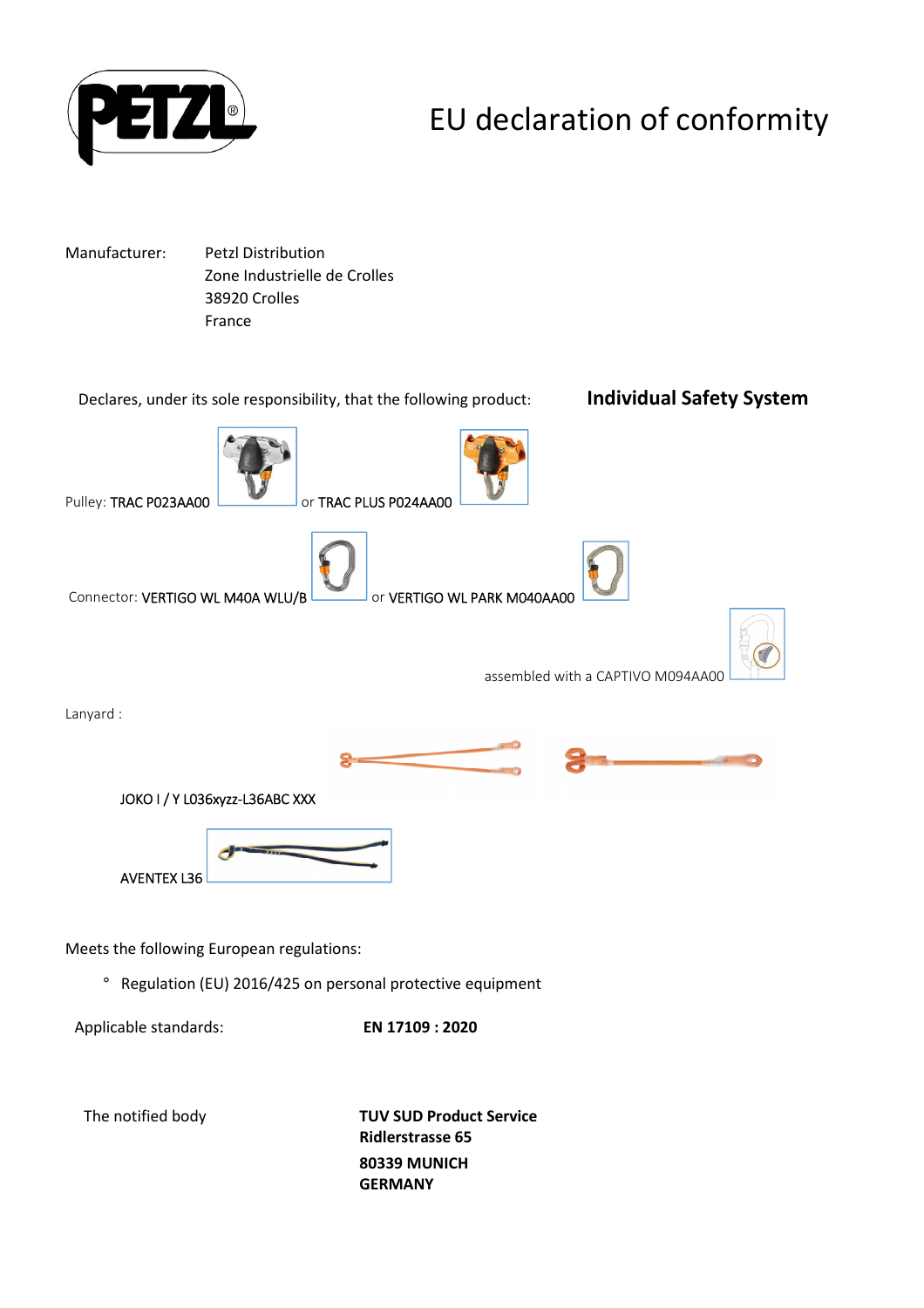# EU declaration of conformity

Manufacturer: Petzl Distribution
Zone Industrielle de Crolles
38920 Crolles
France

Declares, under its sole responsibility, that the following product: **Individual Safety System**

Pulley: TRAC P023AA00 or TRAC PLUS P024AA00

Connector: VERTIGO WL M40A WLU/B or VERTIGO WL PARK M040AA00

assembled with a CAPTIVO M094AA00

Lanyard :

JOKO I / Y L036xyzz-L36ABC XXX

AVENTEX L36

Meets the following European regulations:

- Regulation (EU) 2016/425 on personal protective equipment

Applicable standards: **EN 17109 : 2020**

The notified body

**TUV SUD Product Service**
**Ridlerstrasse 65**
**80339 MUNICH**
**GERMANY**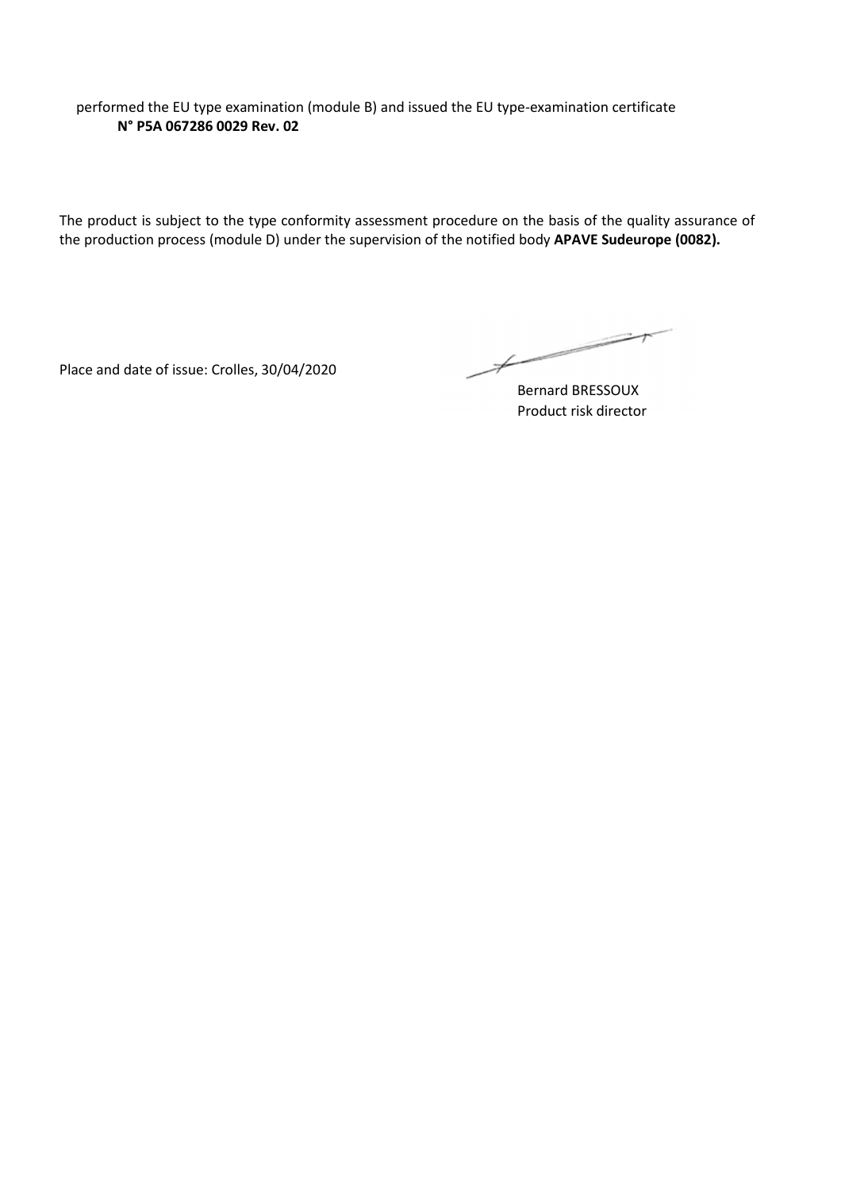performed the EU type examination (module B) and issued the EU type-examination certificate
**N° P5A 067286 0029 Rev. 02**

The product is subject to the type conformity assessment procedure on the basis of the quality assurance of the production process (module D) under the supervision of the notified body **APAVE Sudeurope (0082).**

Place and date of issue: Crolles, 30/04/2020

Bernard BRESSOUX
Product risk director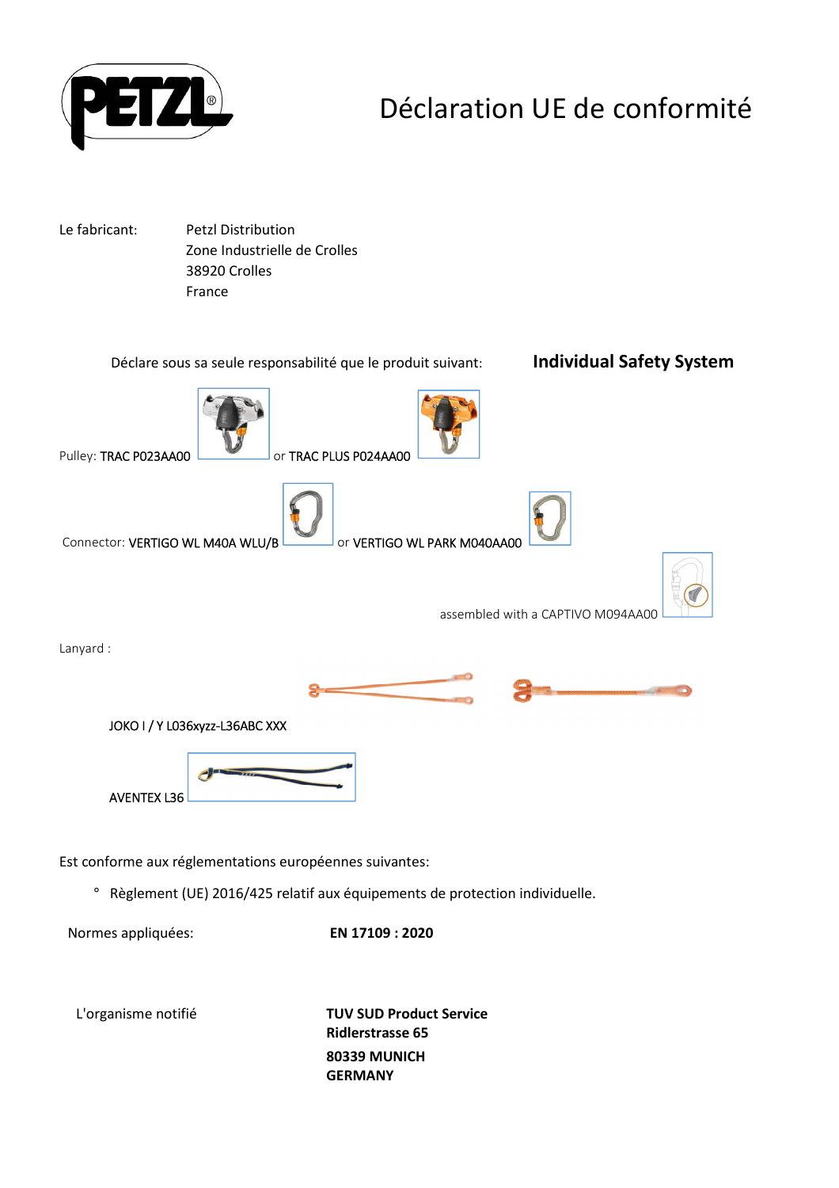# Déclaration UE de conformité

Le fabricant: Petzl Distribution
Zone Industrielle de Crolles
38920 Crolles
France

Déclare sous sa seule responsabilité que le produit suivant: **Individual Safety System**

Pulley: TRAC P023AA00 or TRAC PLUS P024AA00

Connector: VERTIGO WL M40A WLU/B or VERTIGO WL PARK M040AA00

assembled with a CAPTIVO M094AA00

Lanyard :

JOKO I / Y L036xyzz-L36ABC XXX

AVENTEX L36

Est conforme aux réglementations européennes suivantes:

- Règlement (UE) 2016/425 relatif aux équipements de protection individuelle.

Normes appliquées: **EN 17109 : 2020**

L'organisme notifié **TUV SUD Product Service**
**Ridlerstrasse 65**
**80339 MUNICH**
**GERMANY**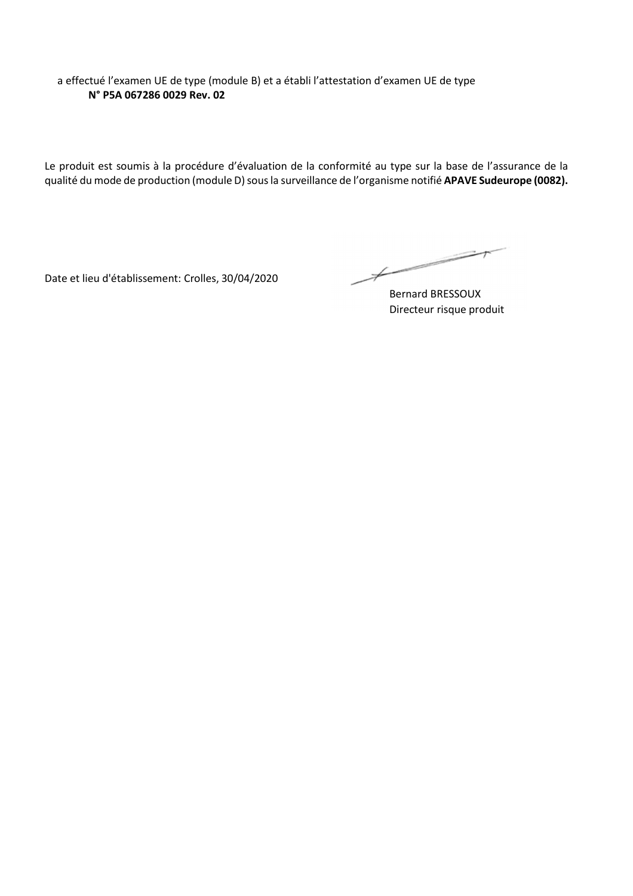a effectué l'examen UE de type (module B) et a établi l'attestation d'examen UE de type
**N° P5A 067286 0029 Rev. 02**

Le produit est soumis à la procédure d'évaluation de la conformité au type sur la base de l'assurance de la qualité du mode de production (module D) sous la surveillance de l'organisme notifié **APAVE Sudeurope (0082).**

Date et lieu d'établissement: Crolles, 30/04/2020

Bernard BRESSOUX
Directeur risque produit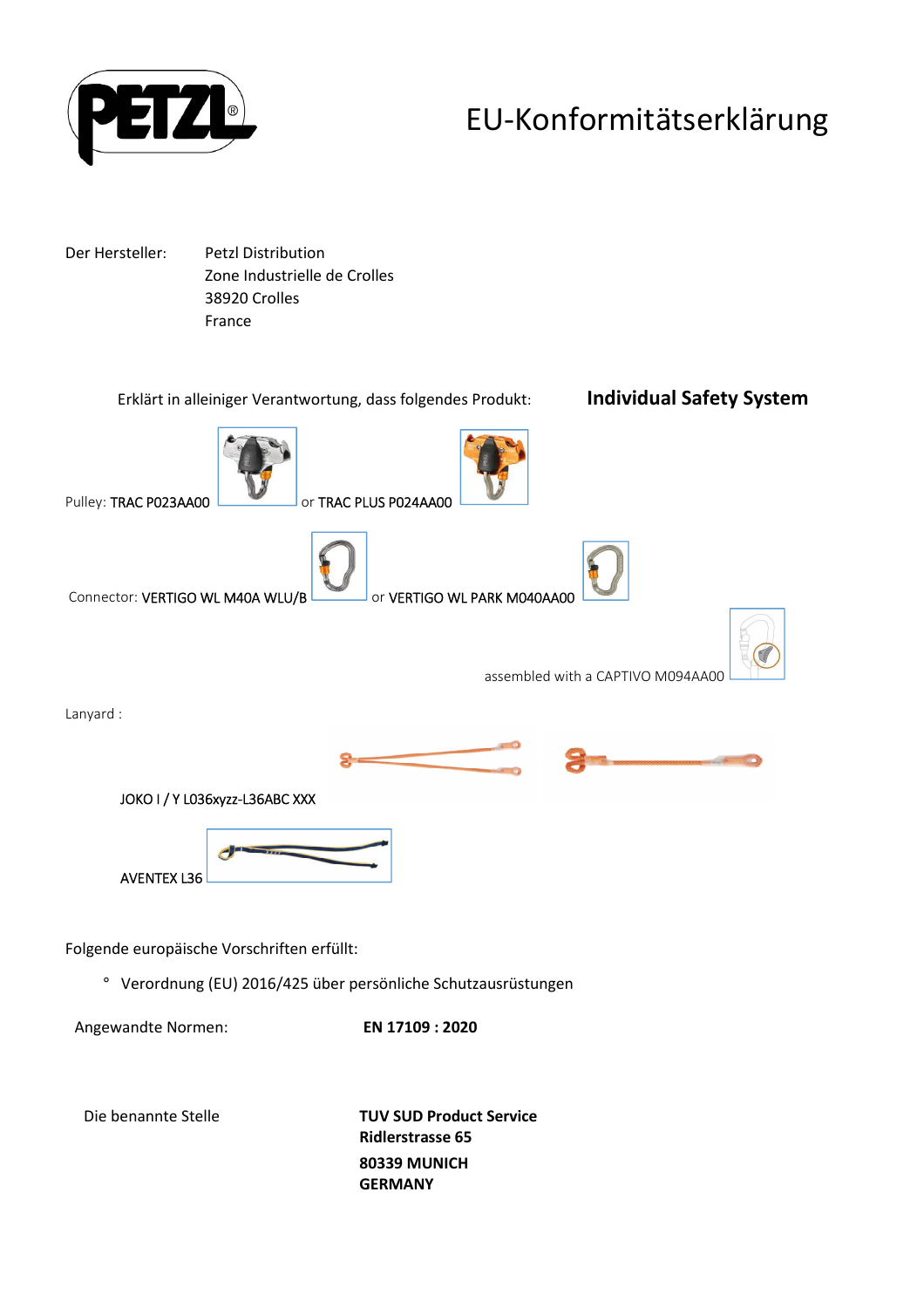# EU-Konformitätserklärung

Der Hersteller: Petzl Distribution
Zone Industrielle de Crolles
38920 Crolles
France

Erklärt in alleiniger Verantwortung, dass folgendes Produkt: **Individual Safety System**

Pulley: TRAC P023AA00 or TRAC PLUS P024AA00

Connector: VERTIGO WL M40A WLU/B or VERTIGO WL PARK M040AA00

assembled with a CAPTIVO M094AA00

Lanyard :

JOKO I / Y L036xyzz-L36ABC XXX

AVENTEX L36

Folgende europäische Vorschriften erfüllt:

- Verordnung (EU) 2016/425 über persönliche Schutzausrüstungen

Angewandte Normen: **EN 17109 : 2020**

Die benannte Stelle **TUV SUD Product Service**
**Ridlerstrasse 65**
**80339 MUNICH**
**GERMANY**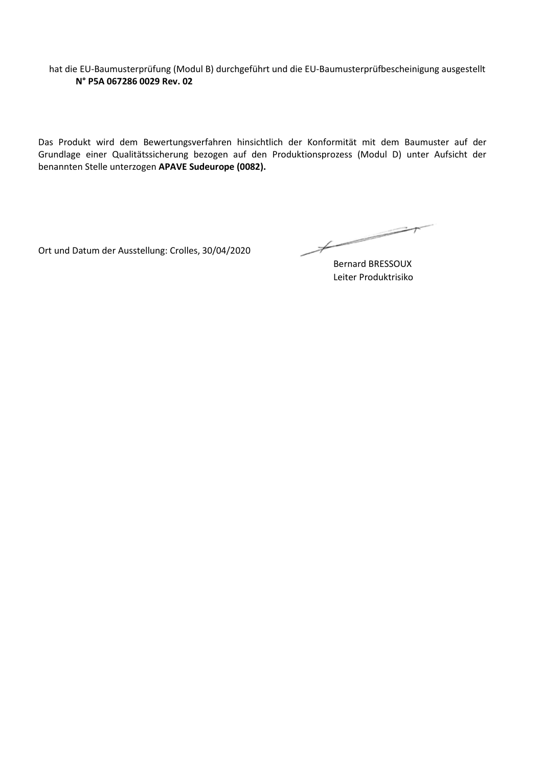hat die EU-Baumusterprüfung (Modul B) durchgeführt und die EU-Baumusterprüfbescheinigung ausgestellt
**N° P5A 067286 0029 Rev. 02**

Das Produkt wird dem Bewertungsverfahren hinsichtlich der Konformität mit dem Baumuster auf der Grundlage einer Qualitätssicherung bezogen auf den Produktionsprozess (Modul D) unter Aufsicht der benannten Stelle unterzogen **APAVE Sudeurope (0082).**

Ort und Datum der Ausstellung: Crolles, 30/04/2020

Bernard BRESSOUX
Leiter Produktrisiko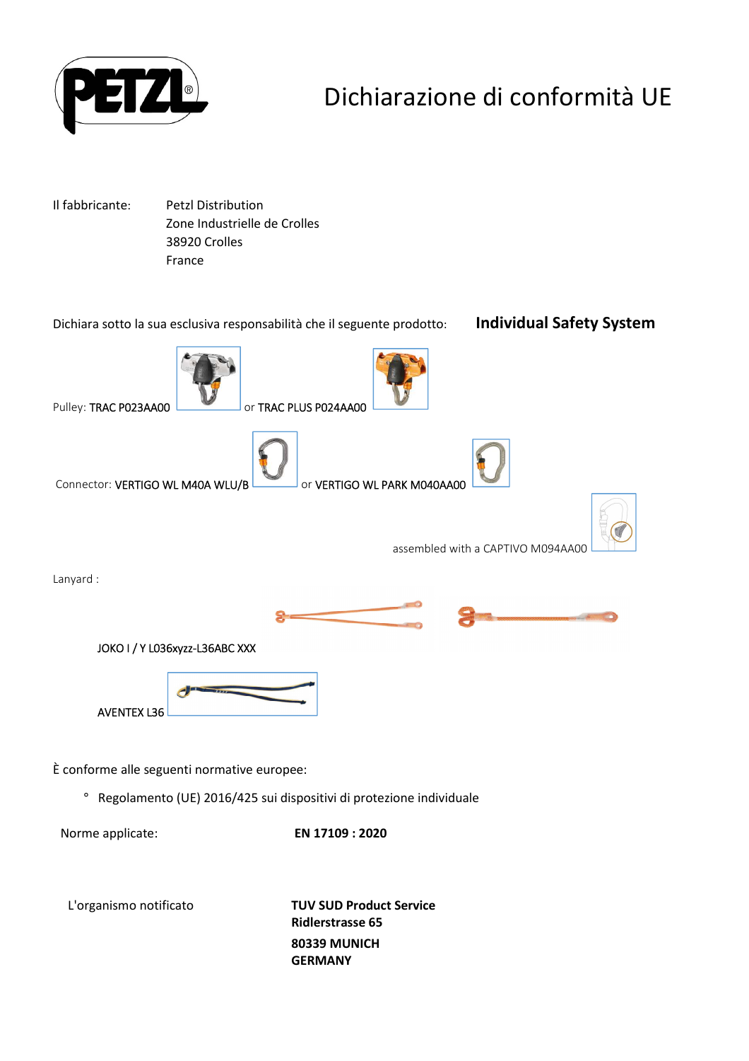# Dichiarazione di conformità UE

Il fabbricante: Petzl Distribution
Zone Industrielle de Crolles
38920 Crolles
France

Dichiara sotto la sua esclusiva responsabilità che il seguente prodotto: **Individual Safety System**

Pulley: TRAC P023AA00 or TRAC PLUS P024AA00

Connector: VERTIGO WL M40A WLU/B or VERTIGO WL PARK M040AA00

assembled with a CAPTIVO M094AA00

Lanyard :

JOKO I / Y L036xyzz-L36ABC XXX

AVENTEX L36

È conforme alle seguenti normative europee:

- Regolamento (UE) 2016/425 sui dispositivi di protezione individuale

Norme applicate: **EN 17109 : 2020**

L'organismo notificato **TUV SUD Product Service**
**Ridlerstrasse 65**
**80339 MUNICH**
**GERMANY**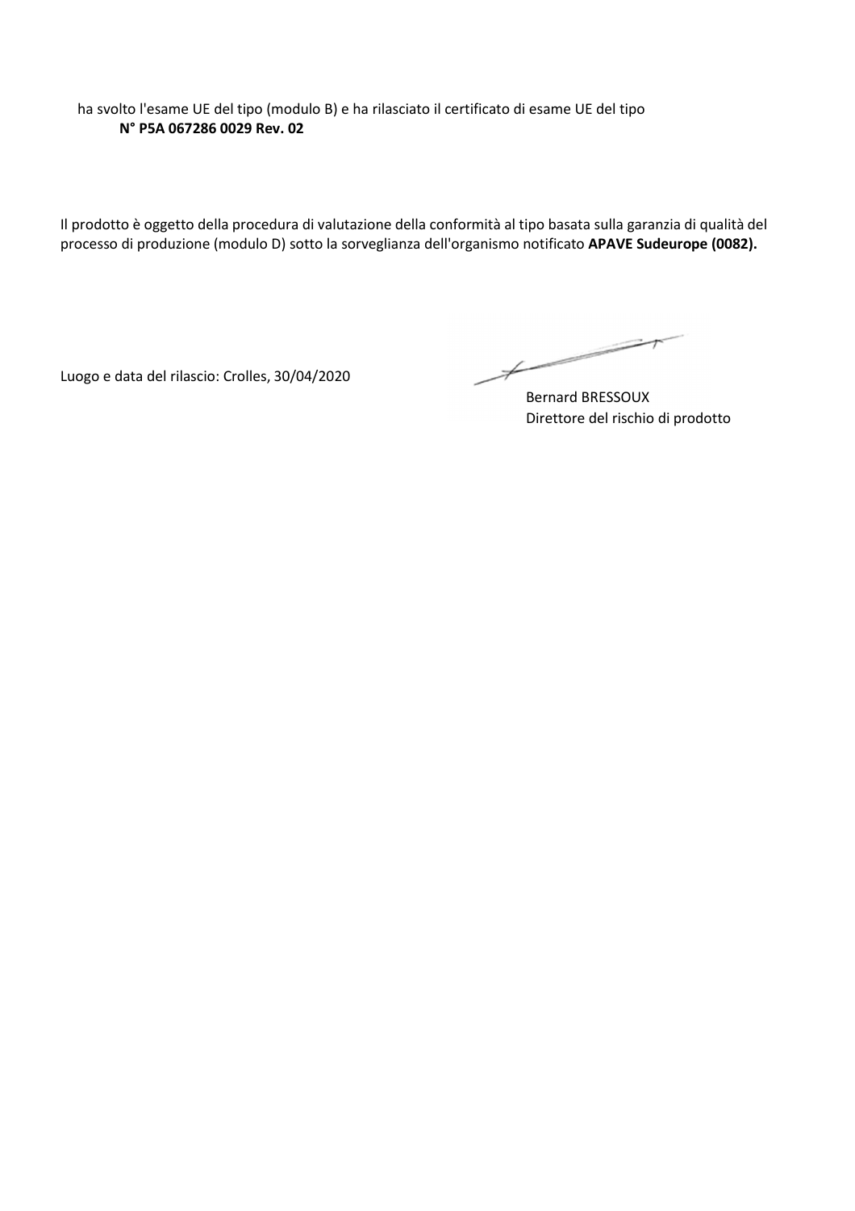ha svolto l'esame UE del tipo (modulo B) e ha rilasciato il certificato di esame UE del tipo
**N° P5A 067286 0029 Rev. 02**

Il prodotto è oggetto della procedura di valutazione della conformità al tipo basata sulla garanzia di qualità del processo di produzione (modulo D) sotto la sorveglianza dell'organismo notificato **APAVE Sudeurope (0082).**

Luogo e data del rilascio: Crolles, 30/04/2020

Bernard BRESSOUX
Direttore del rischio di prodotto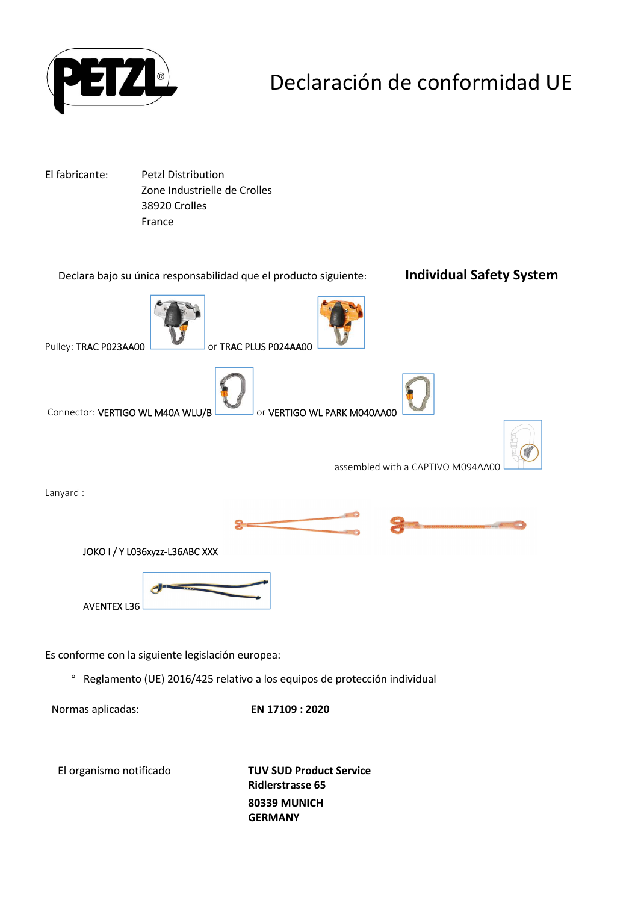# Declaración de conformidad UE

El fabricante: Petzl Distribution
Zone Industrielle de Crolles
38920 Crolles
France

Declara bajo su única responsabilidad que el producto siguiente: **Individual Safety System**

Pulley: TRAC P023AA00 or TRAC PLUS P024AA00

Connector: VERTIGO WL M40A WLU/B or VERTIGO WL PARK M040AA00

assembled with a CAPTIVO M094AA00

Lanyard :

JOKO I / Y L036xyzz-L36ABC XXX

AVENTEX L36

Es conforme con la siguiente legislación europea:

- Reglamento (UE) 2016/425 relativo a los equipos de protección individual

Normas aplicadas: **EN 17109 : 2020**

El organismo notificado **TUV SUD Product Service**
**Ridlerstrasse 65**
**80339 MUNICH**
**GERMANY**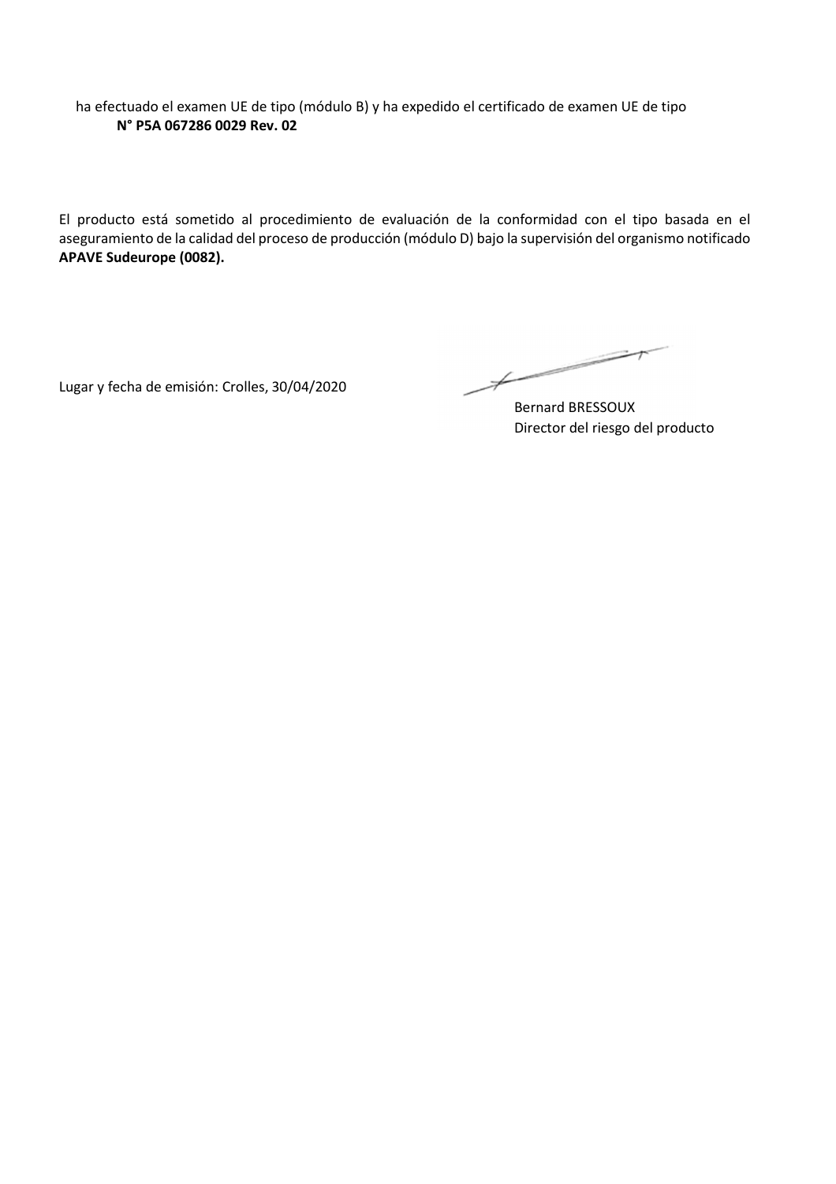ha efectuado el examen UE de tipo (módulo B) y ha expedido el certificado de examen UE de tipo
**N° P5A 067286 0029 Rev. 02**

El producto está sometido al procedimiento de evaluación de la conformidad con el tipo basada en el aseguramiento de la calidad del proceso de producción (módulo D) bajo la supervisión del organismo notificado **APAVE Sudeurope (0082).**

Lugar y fecha de emisión: Crolles, 30/04/2020

Bernard BRESSOUX
Director del riesgo del producto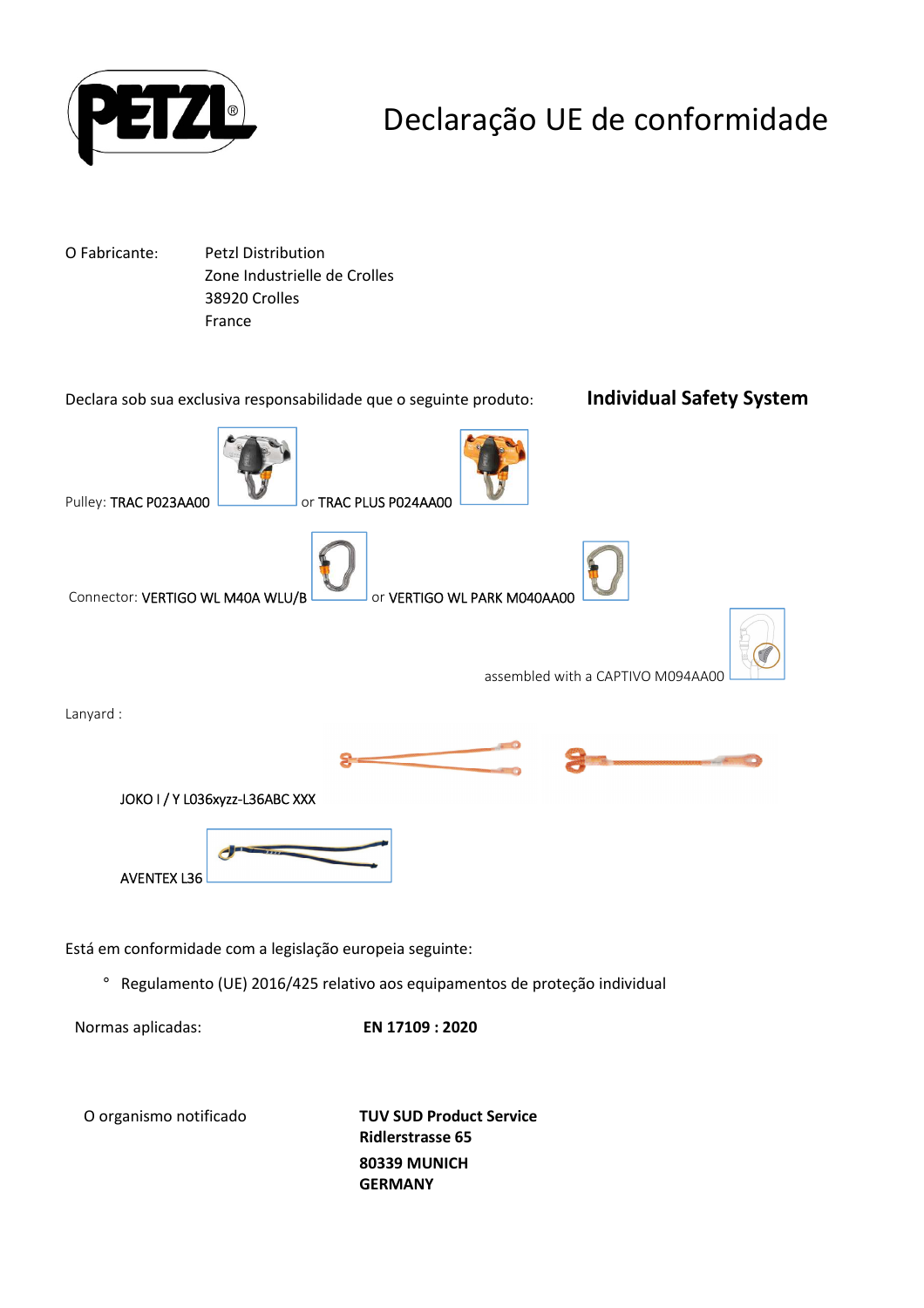# Declaração UE de conformidade

O Fabricante: Petzl Distribution
Zone Industrielle de Crolles
38920 Crolles
France

Declara sob sua exclusiva responsabilidade que o seguinte produto: **Individual Safety System**

Pulley: TRAC P023AA00 or TRAC PLUS P024AA00

Connector: VERTIGO WL M40A WLU/B or VERTIGO WL PARK M040AA00

assembled with a CAPTIVO M094AA00

Lanyard :

JOKO I / Y L036xyzz-L36ABC XXX

AVENTEX L36

Está em conformidade com a legislação europeia seguinte:

° Regulamento (UE) 2016/425 relativo aos equipamentos de proteção individual

Normas aplicadas: **EN 17109 : 2020**

O organismo notificado **TUV SUD Product Service**
**Ridlerstrasse 65**
**80339 MUNICH**
**GERMANY**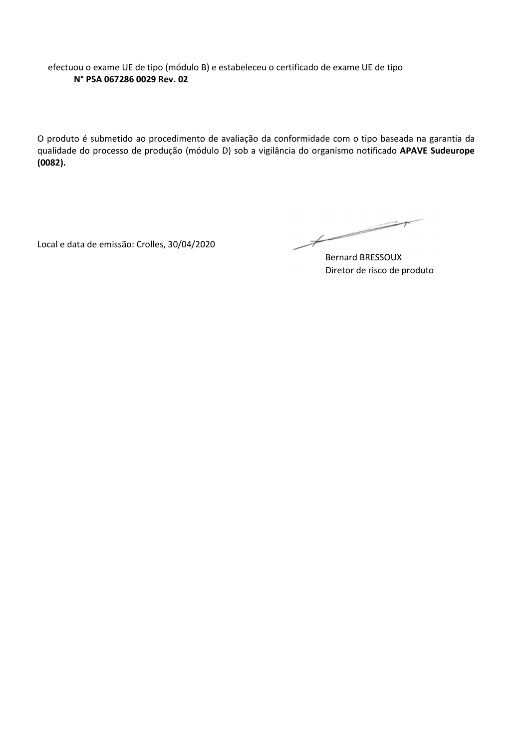efectuou o exame UE de tipo (módulo B) e estabeleceu o certificado de exame UE de tipo
**N° P5A 067286 0029 Rev. 02**

O produto é submetido ao procedimento de avaliação da conformidade com o tipo baseada na garantia da qualidade do processo de produção (módulo D) sob a vigilância do organismo notificado **APAVE Sudeurope (0082).**

Local e data de emissão: Crolles, 30/04/2020

Bernard BRESSOUX
Diretor de risco de produto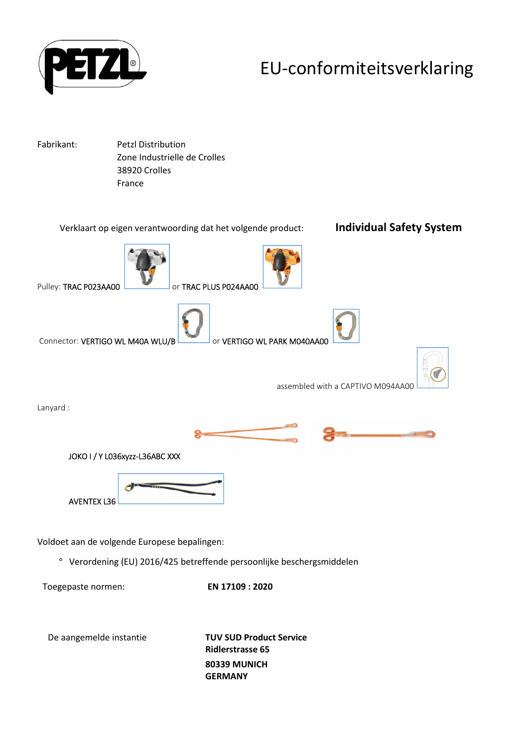# EU-conformiteitsverklaring

Fabrikant: Petzl Distribution
Zone Industrielle de Crolles
38920 Crolles
France

Verklaart op eigen verantwoording dat het volgende product: **Individual Safety System**

Pulley: TRAC P023AA00 or TRAC PLUS P024AA00

Connector: VERTIGO WL M40A WLU/B or VERTIGO WL PARK M040AA00

assembled with a CAPTIVO M094AA00

Lanyard :

JOKO I / Y L036xyzz-L36ABC XXX

AVENTEX L36

Voldoet aan de volgende Europese bepalingen:

- Verordening (EU) 2016/425 betreffende persoonlijke beschergsmiddelen

Toegepaste normen: **EN 17109 : 2020**

De aangemelde instantie **TUV SUD Product Service**
**Ridlerstrasse 65**
**80339 MUNICH**
**GERMANY**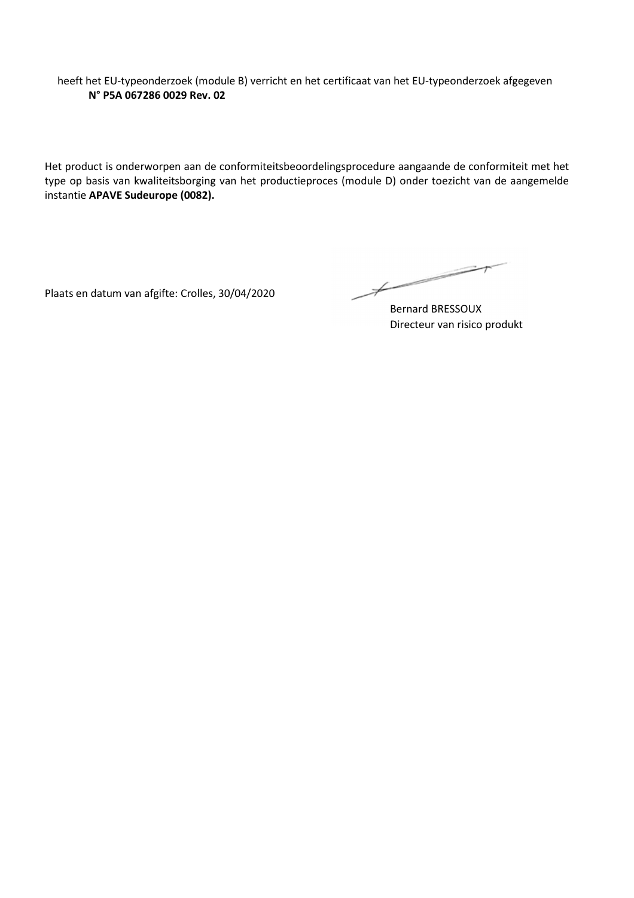heeft het EU-typeonderzoek (module B) verricht en het certificaat van het EU-typeonderzoek afgegeven
**N° P5A 067286 0029 Rev. 02**

Het product is onderworpen aan de conformiteitsbeoordelingsprocedure aangaande de conformiteit met het type op basis van kwaliteitsborging van het productieproces (module D) onder toezicht van de aangemelde instantie **APAVE Sudeurope (0082).**

Plaats en datum van afgifte: Crolles, 30/04/2020

Bernard BRESSOUX
Directeur van risico produkt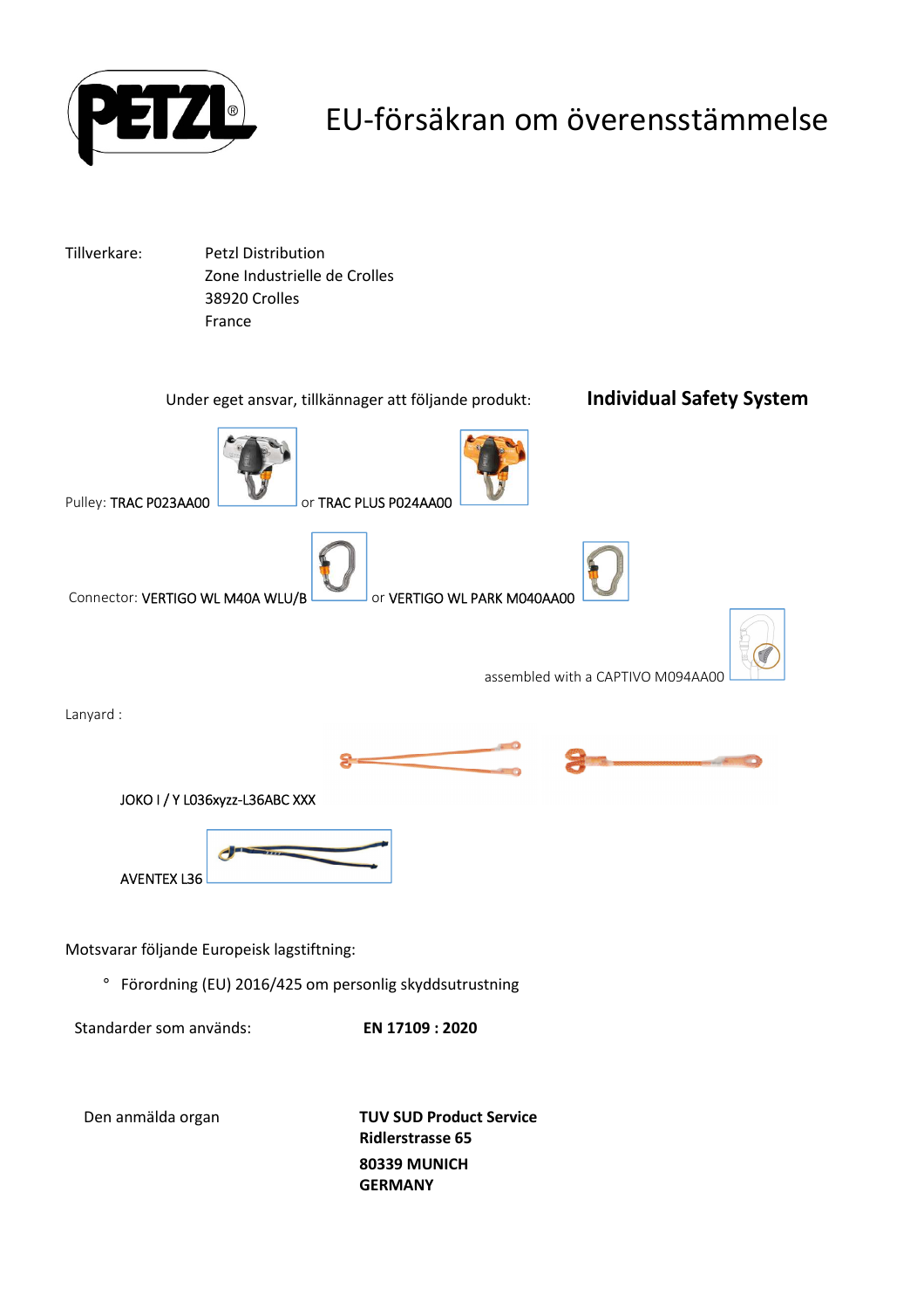# EU-försäkran om överensstämmelse

Tillverkare: Petzl Distribution
Zone Industrielle de Crolles
38920 Crolles
France

Under eget ansvar, tillkännager att följande produkt: **Individual Safety System**

Pulley: TRAC P023AA00 or TRAC PLUS P024AA00

Connector: VERTIGO WL M40A WLU/B or VERTIGO WL PARK M040AA00

assembled with a CAPTIVO M094AA00

Lanyard :

JOKO I / Y L036xyzz-L36ABC XXX

AVENTEX L36

Motsvarar följande Europeisk lagstiftning:

- Förordning (EU) 2016/425 om personlig skyddsutrustning

Standarder som används: **EN 17109 : 2020**

Den anmälda organ **TUV SUD Product Service**
**Ridlerstrasse 65**
**80339 MUNICH**
**GERMANY**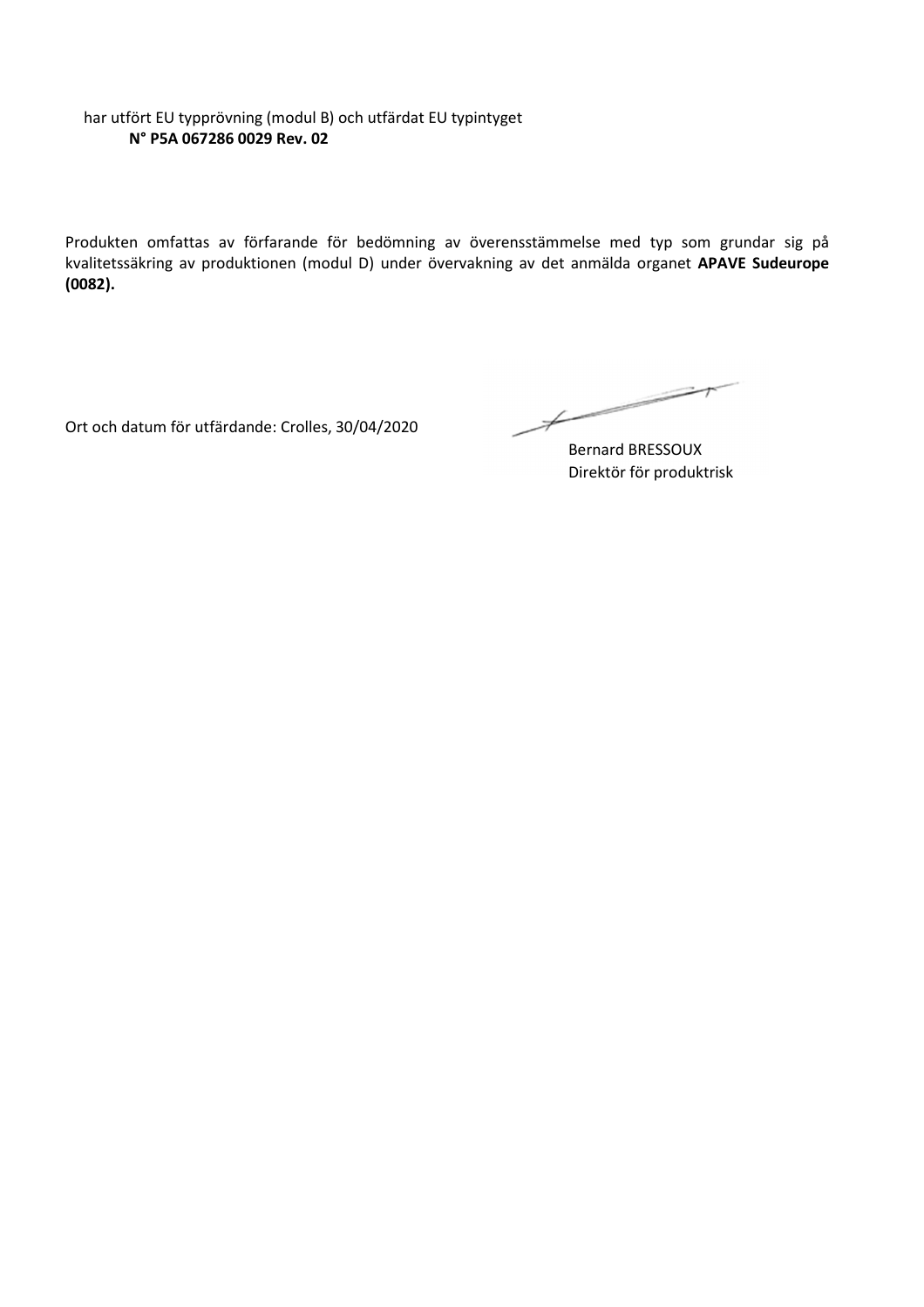har utfört EU typprövning (modul B) och utfärdat EU typintyget

**N° P5A 067286 0029 Rev. 02**

Produkten omfattas av förfarande för bedömning av överensstämmelse med typ som grundar sig på kvalitetssäkring av produktionen (modul D) under övervakning av det anmälda organet **APAVE Sudeurope (0082).**

Ort och datum för utfärdande: Crolles, 30/04/2020

Bernard BRESSOUX
Direktör för produktrisk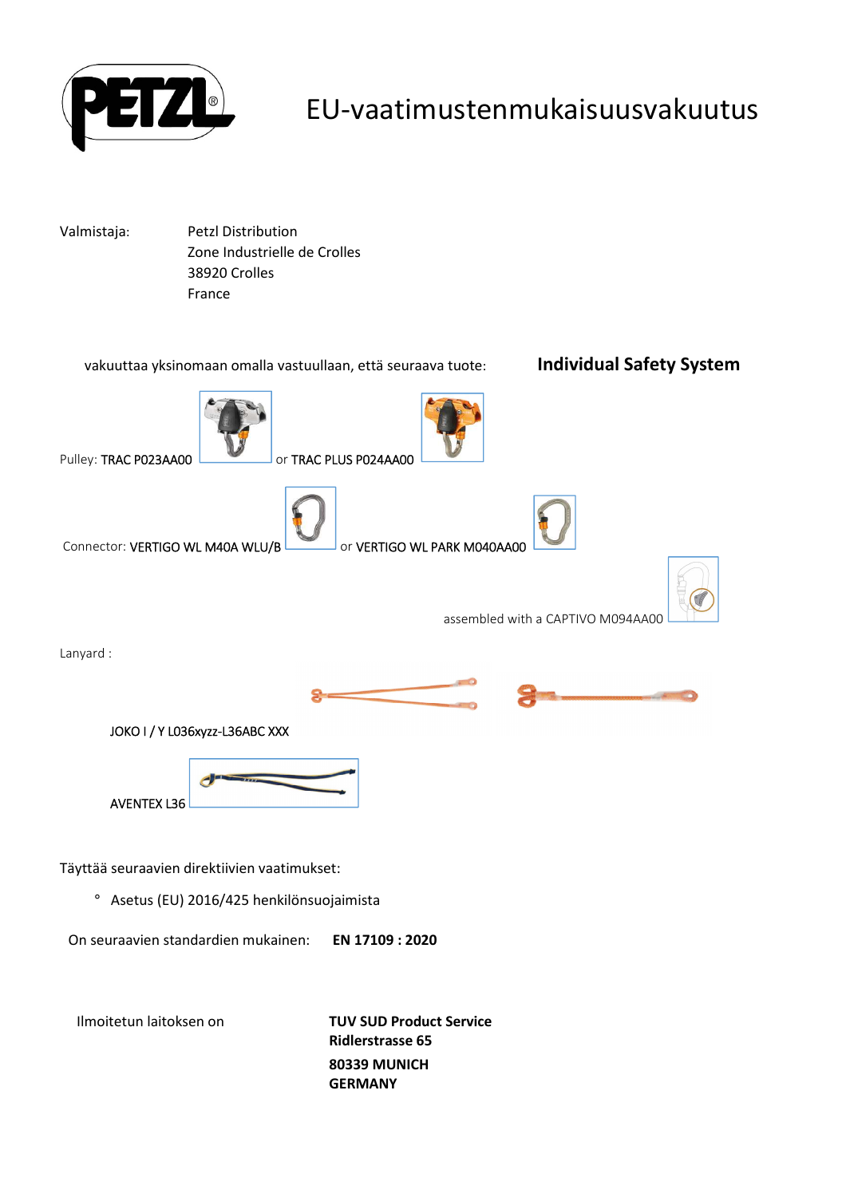# EU-vaatimustenmukaisuusvakuutus

Valmistaja: Petzl Distribution
Zone Industrielle de Crolles
38920 Crolles
France

vakuuttaa yksinomaan omalla vastuullaan, että seuraava tuote: **Individual Safety System**

Pulley: TRAC P023AA00 or TRAC PLUS P024AA00

Connector: VERTIGO WL M40A WLU/B or VERTIGO WL PARK M040AA00

assembled with a CAPTIVO M094AA00

Lanyard :

JOKO I / Y L036xyzz-L36ABC XXX

AVENTEX L36

Täyttää seuraavien direktiivien vaatimukset:

- Asetus (EU) 2016/425 henkilönsuojaimista

On seuraavien standardien mukainen: **EN 17109 : 2020**

Ilmoitetun laitoksen on

**TUV SUD Product Service**
**Ridlerstrasse 65**
**80339 MUNICH**
**GERMANY**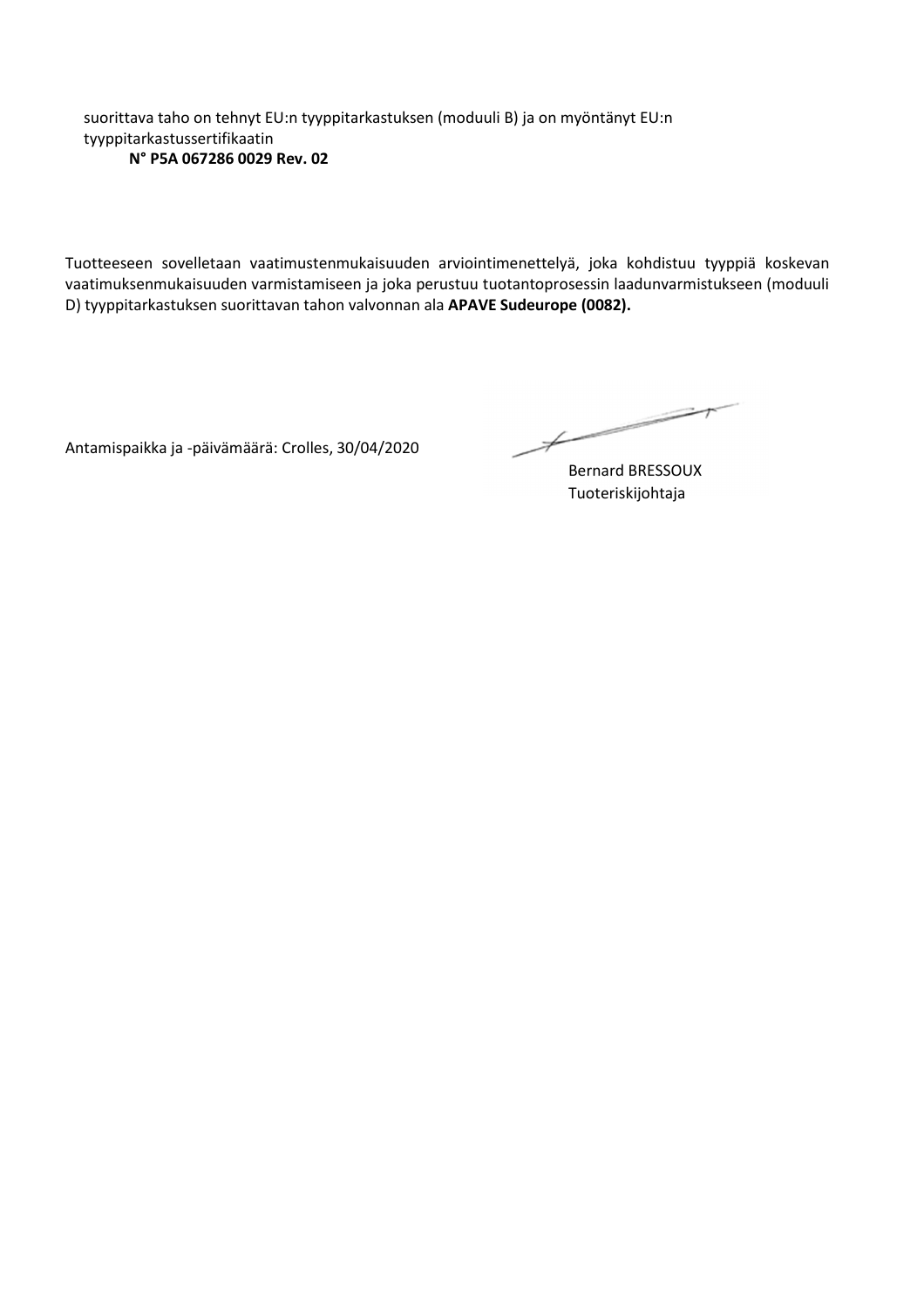suorittava taho on tehnyt EU:n tyyppitarkastuksen (moduuli B) ja on myöntänyt EU:n tyyppitarkastussertifikaatin

**N° P5A 067286 0029 Rev. 02**

Tuotteeseen sovelletaan vaatimustenmukaisuuden arviointimenettelyä, joka kohdistuu tyyppiä koskevan vaatimuksenmukaisuuden varmistamiseen ja joka perustuu tuotantoprosessin laadunvarmistukseen (moduuli D) tyyppitarkastuksen suorittavan tahon valvonnan ala **APAVE Sudeurope (0082).**

Antamispaikka ja -päivämäärä: Crolles, 30/04/2020

Bernard BRESSOUX
Tuoteriskijohtaja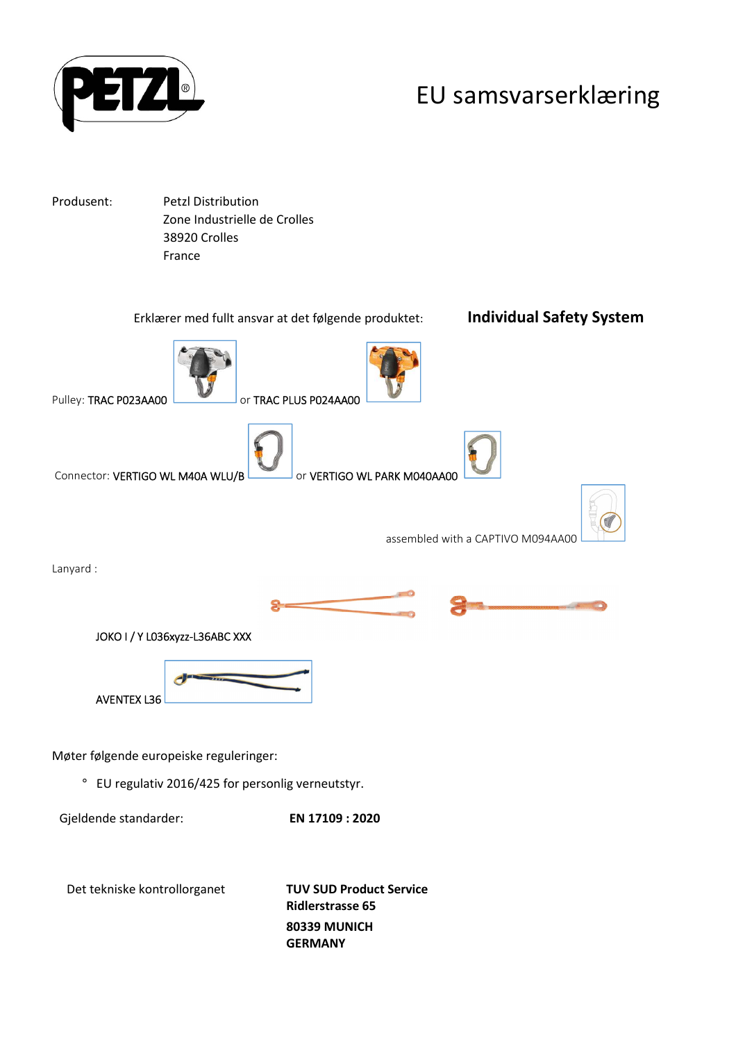PETZL

# EU samsvarserklæring

Produsent: Petzl Distribution
Zone Industrielle de Crolles
38920 Crolles
France

Erklærer med fullt ansvar at det følgende produktet: **Individual Safety System**

Pulley: TRAC P023AA00 or TRAC PLUS P024AA00

Connector: VERTIGO WL M40A WLU/B or VERTIGO WL PARK M040AA00

assembled with a CAPTIVO M094AA00

Lanyard :

JOKO I / Y L036xyzz-L36ABC XXX

AVENTEX L36

Møter følgende europeiske reguleringer:

- EU regulativ 2016/425 for personlig verneutstyr.

Gjeldende standarder: **EN 17109 : 2020**

Det tekniske kontrollorganet **TUV SUD Product Service**
**Ridlerstrasse 65**
**80339 MUNICH**
**GERMANY**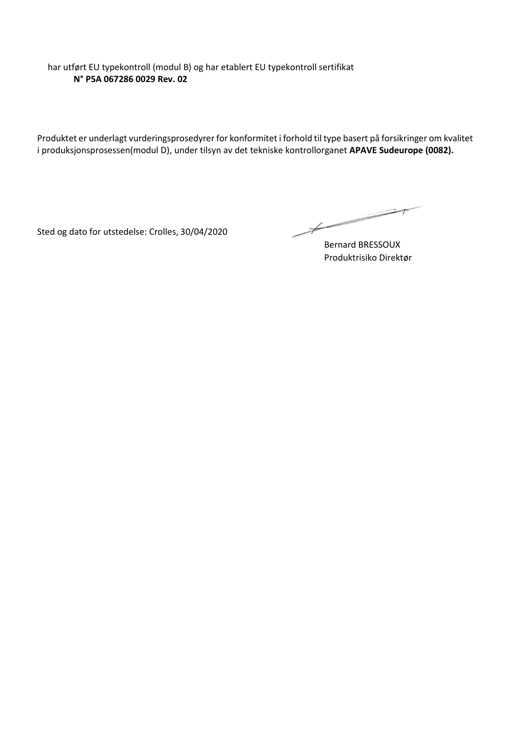har utført EU typekontroll (modul B) og har etablert EU typekontroll sertifikat
**N° P5A 067286 0029 Rev. 02**

Produktet er underlagt vurderingsprosedyrer for konformitet i forhold til type basert på forsikringer om kvalitet i produksjonsprosessen(modul D), under tilsyn av det tekniske kontrollorganet **APAVE Sudeurope (0082).**

Sted og dato for utstedelse: Crolles, 30/04/2020

Bernard BRESSOUX
Produktrisiko Direktør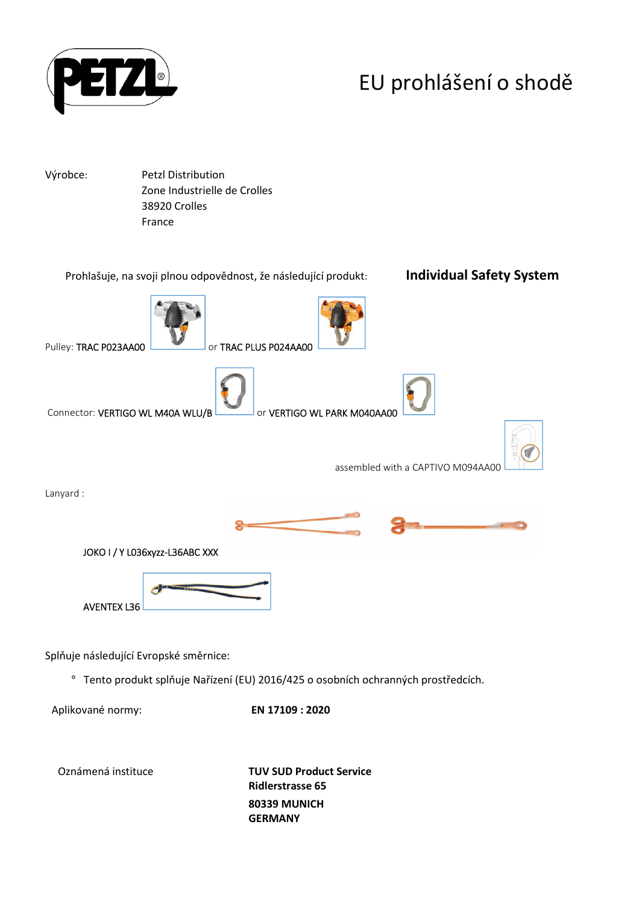# EU prohlášení o shodě

Výrobce: Petzl Distribution
Zone Industrielle de Crolles
38920 Crolles
France

Prohlašuje, na svoji plnou odpovědnost, že následující produkt: **Individual Safety System**

Pulley: TRAC P023AA00 or TRAC PLUS P024AA00

Connector: VERTIGO WL M40A WLU/B or VERTIGO WL PARK M040AA00

assembled with a CAPTIVO M094AA00

Lanyard :

JOKO I / Y L036xyzz-L36ABC XXX

AVENTEX L36

Splňuje následující Evropské směrnice:

- Tento produkt splňuje Nařízení (EU) 2016/425 o osobních ochranných prostředcích.

Aplikované normy: **EN 17109 : 2020**

Oznámená instituce

**TUV SUD Product Service**
**Ridlerstrasse 65**
**80339 MUNICH**
**GERMANY**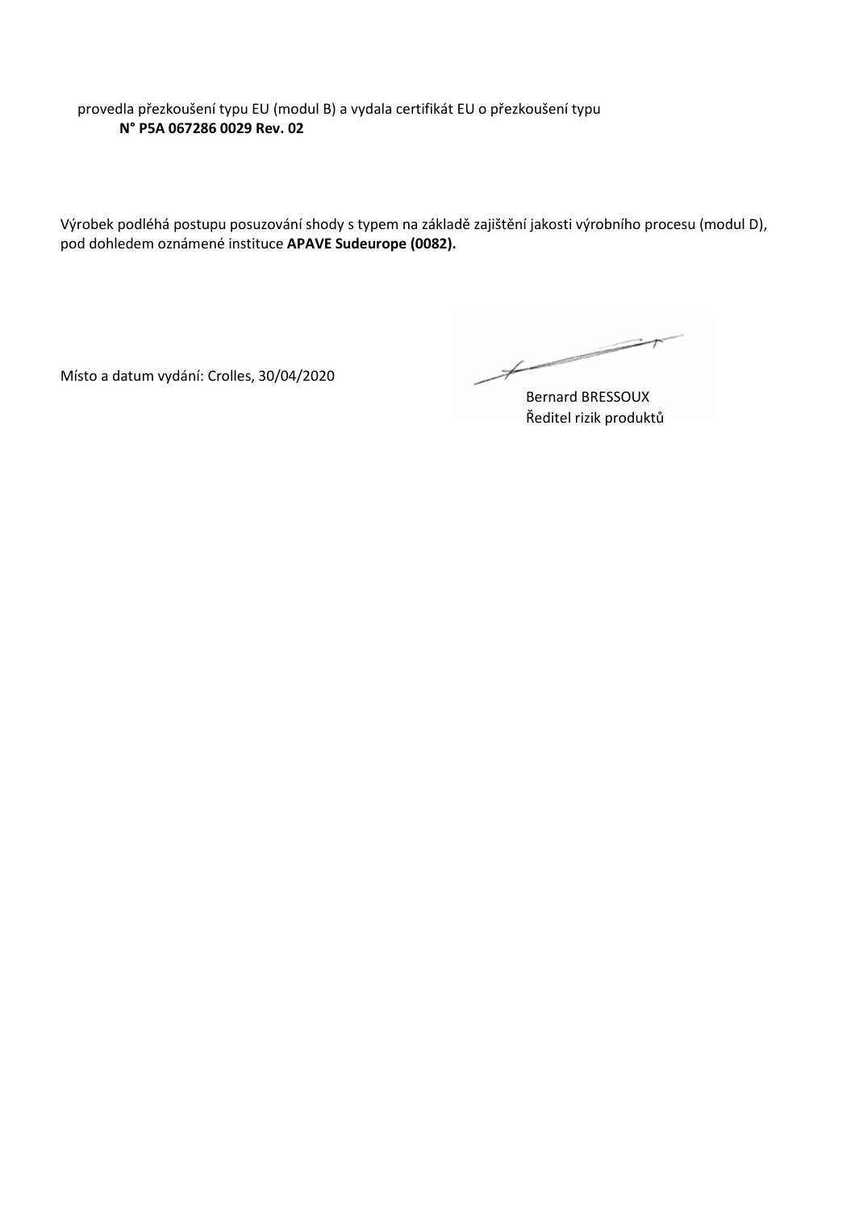provedla přezkoušení typu EU (modul B) a vydala certifikát EU o přezkoušení typu
**N° P5A 067286 0029 Rev. 02**

Výrobek podléhá postupu posuzování shody s typem na základě zajištění jakosti výrobního procesu (modul D), pod dohledem oznámené instituce **APAVE Sudeurope (0082).**

Místo a datum vydání: Crolles, 30/04/2020

Bernard BRESSOUX
Ředitel rizik produktů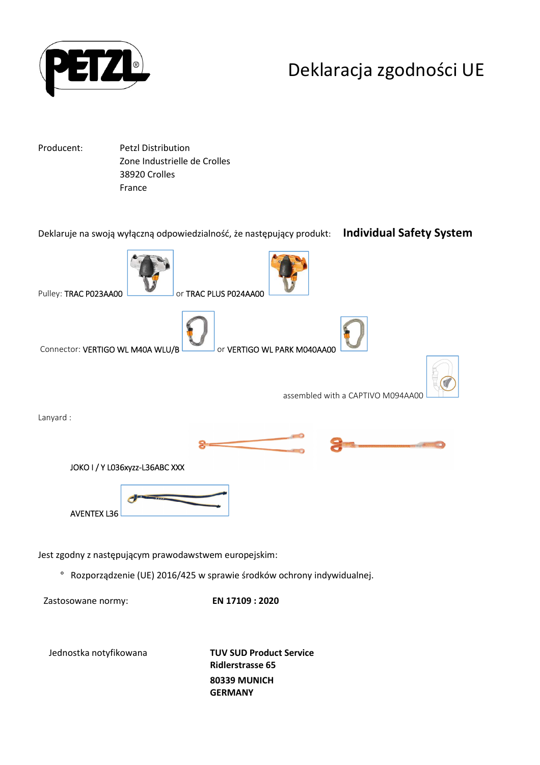# Deklaracja zgodności UE

Producent: Petzl Distribution
Zone Industrielle de Crolles
38920 Crolles
France

Deklaruje na swoją wyłączną odpowiedzialność, że następujący produkt: **Individual Safety System**

Pulley: TRAC P023AA00 or TRAC PLUS P024AA00

Connector: VERTIGO WL M40A WLU/B or VERTIGO WL PARK M040AA00

assembled with a CAPTIVO M094AA00

Lanyard :

JOKO I / Y L036xyzz-L36ABC XXX

AVENTEX L36

Jest zgodny z następującym prawodawstwem europejskim:

- Rozporządzenie (UE) 2016/425 w sprawie środków ochrony indywidualnej.

Zastosowane normy: **EN 17109 : 2020**

Jednostka notyfikowana **TUV SUD Product Service**
**Ridlerstrasse 65**
**80339 MUNICH**
**GERMANY**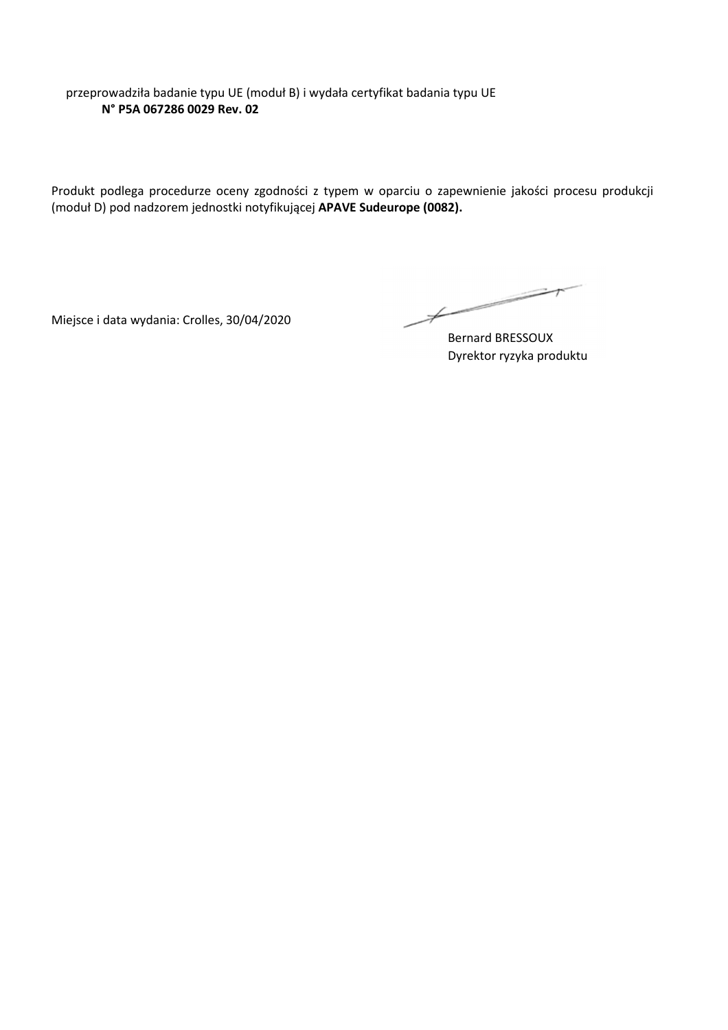przeprowadziła badanie typu UE (moduł B) i wydała certyfikat badania typu UE
**N° P5A 067286 0029 Rev. 02**

Produkt podlega procedurze oceny zgodności z typem w oparciu o zapewnienie jakości procesu produkcji (moduł D) pod nadzorem jednostki notyfikującej **APAVE Sudeurope (0082).**

Miejsce i data wydania: Crolles, 30/04/2020

Bernard BRESSOUX
Dyrektor ryzyka produktu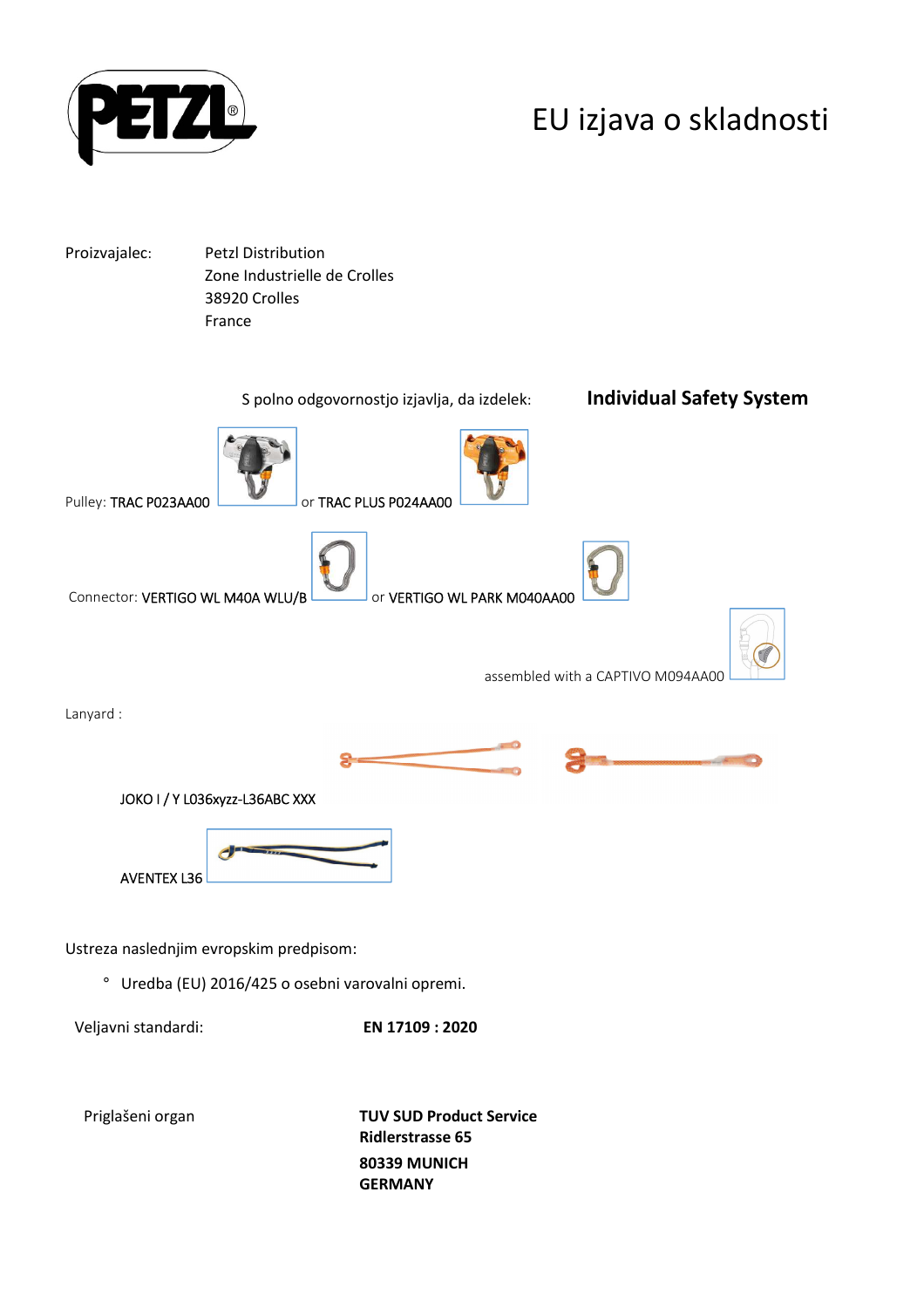# EU izjava o skladnosti

Proizvajalec: Petzl Distribution
Zone Industrielle de Crolles
38920 Crolles
France

S polno odgovornostjo izjavlja, da izdelek: **Individual Safety System**

Pulley: TRAC P023AA00 or TRAC PLUS P024AA00

Connector: VERTIGO WL M40A WLU/B or VERTIGO WL PARK M040AA00

assembled with a CAPTIVO M094AA00

Lanyard :

JOKO I / Y L036xyzz-L36ABC XXX

AVENTEX L36

Ustreza naslednjim evropskim predpisom:

- Uredba (EU) 2016/425 o osebni varovalni opremi.

Veljavni standardi: **EN 17109 : 2020**

Priglašeni organ

**TUV SUD Product Service**
**Ridlerstrasse 65**
**80339 MUNICH**
**GERMANY**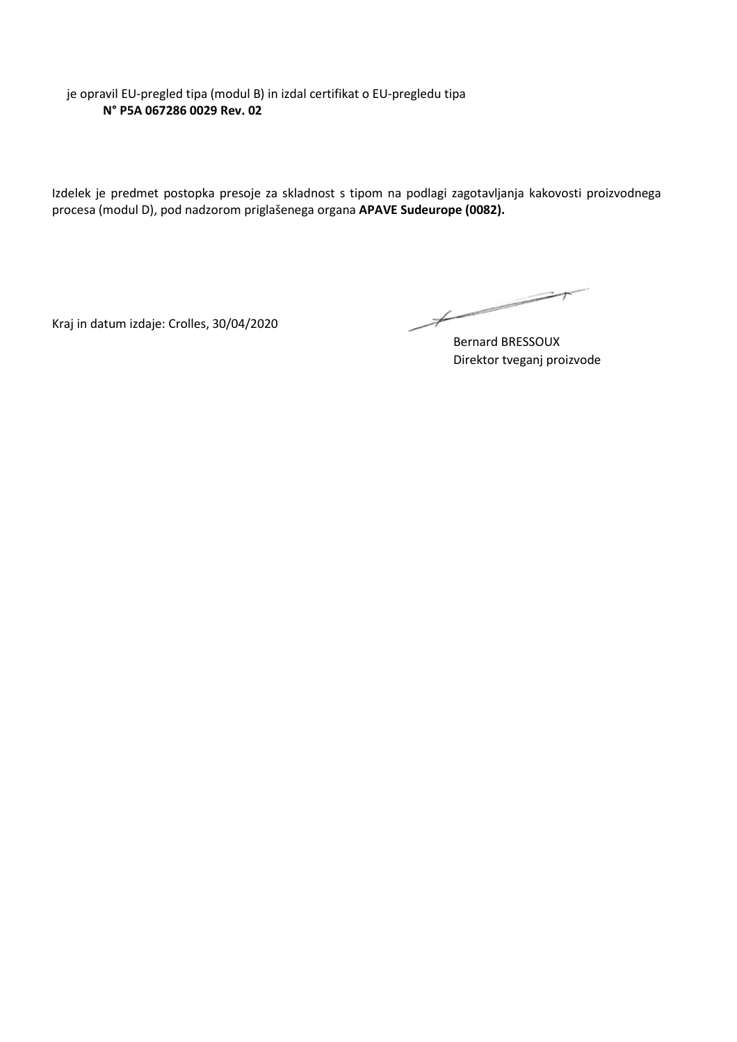je opravil EU-pregled tipa (modul B) in izdal certifikat o EU-pregledu tipa
**N° P5A 067286 0029 Rev. 02**

Izdelek je predmet postopka presoje za skladnost s tipom na podlagi zagotavljanja kakovosti proizvodnega procesa (modul D), pod nadzorom priglašenega organa **APAVE Sudeurope (0082).**

Kraj in datum izdaje: Crolles, 30/04/2020

Bernard BRESSOUX
Direktor tveganj proizvode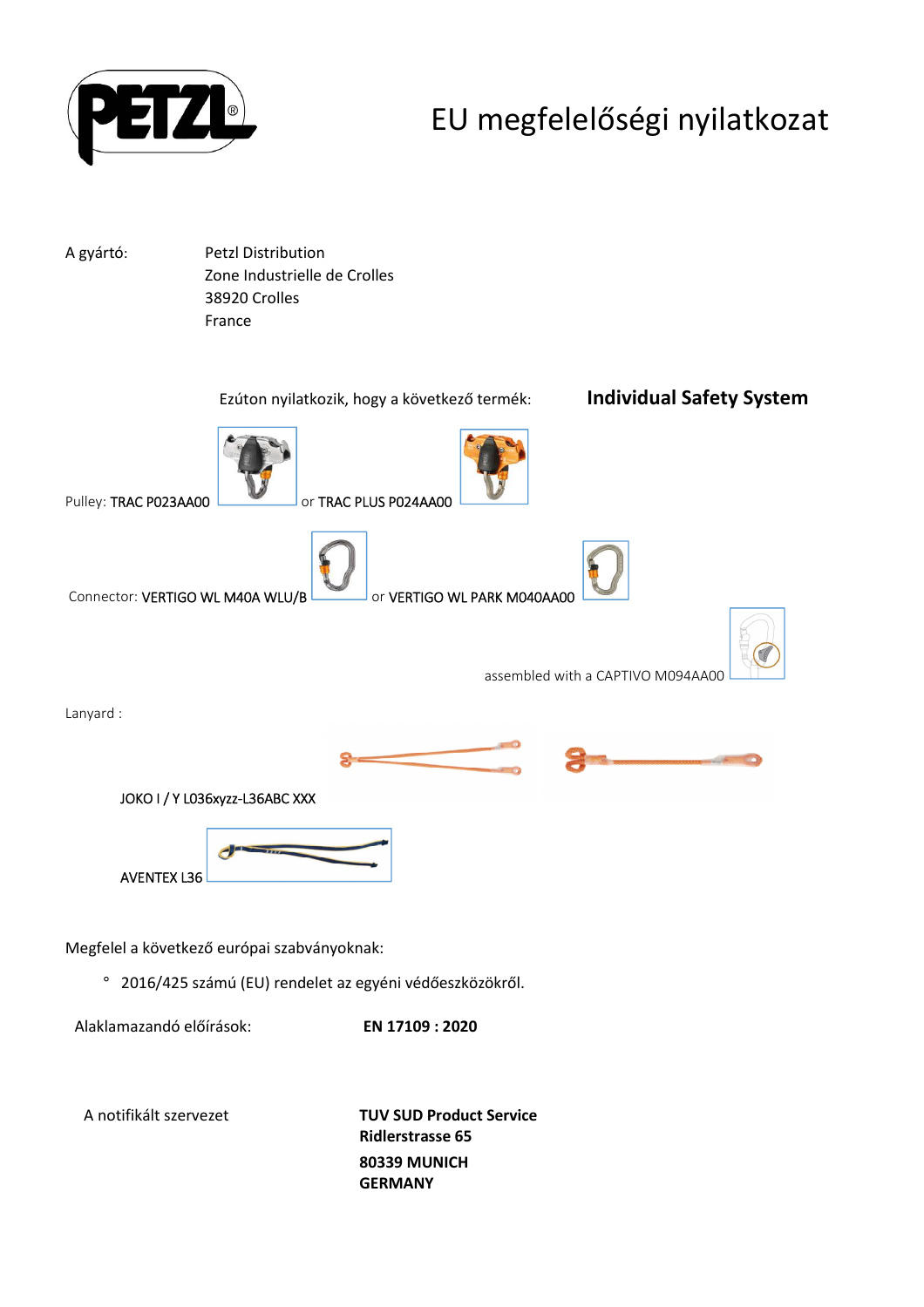PETZL

# EU megfelelőségi nyilatkozat

A gyártó: Petzl Distribution
Zone Industrielle de Crolles
38920 Crolles
France

Ezúton nyilatkozik, hogy a következő termék: **Individual Safety System**

Pulley: TRAC P023AA00 or TRAC PLUS P024AA00

Connector: VERTIGO WL M40A WLU/B or VERTIGO WL PARK M040AA00

assembled with a CAPTIVO M094AA00

Lanyard :

JOKO I / Y L036xyzz-L36ABC XXX

AVENTEX L36

Megfelel a következő európai szabványoknak:

- 2016/425 számú (EU) rendelet az egyéni védőeszközökről.

Alaklamazandó előírások: **EN 17109 : 2020**

A notifikált szervezet **TUV SUD Product Service**
**Ridlerstrasse 65**
**80339 MUNICH**
**GERMANY**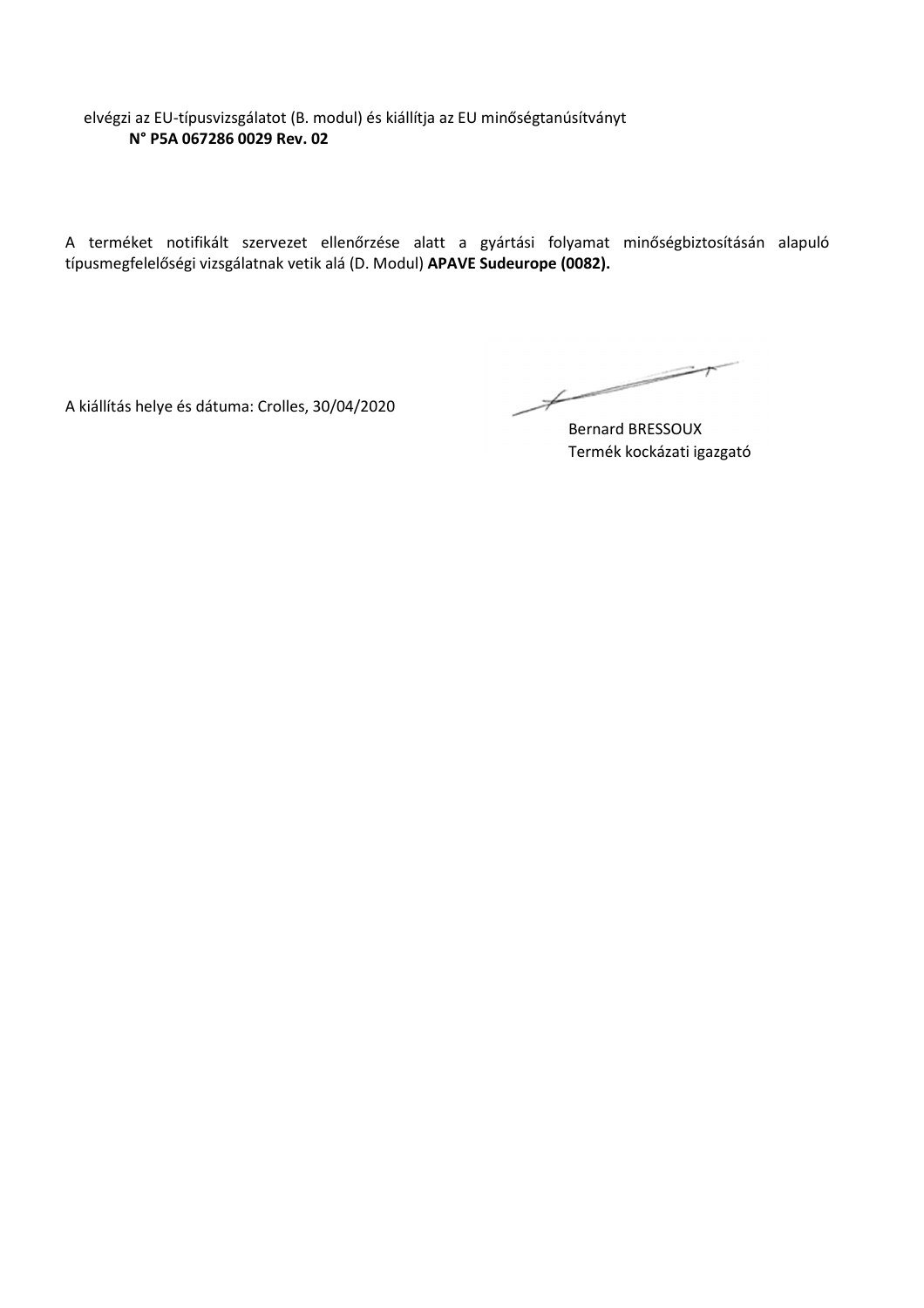elvégzi az EU-típusvizsgálatot (B. modul) és kiállítja az EU minőségtanúsítványt
**N° P5A 067286 0029 Rev. 02**

A terméket notifikált szervezet ellenőrzése alatt a gyártási folyamat minőségbiztosításán alapuló típusmegfelelőségi vizsgálatnak vetik alá (D. Modul) **APAVE Sudeurope (0082).**

A kiállítás helye és dátuma: Crolles, 30/04/2020

Bernard BRESSOUX
Termék kockázati igazgató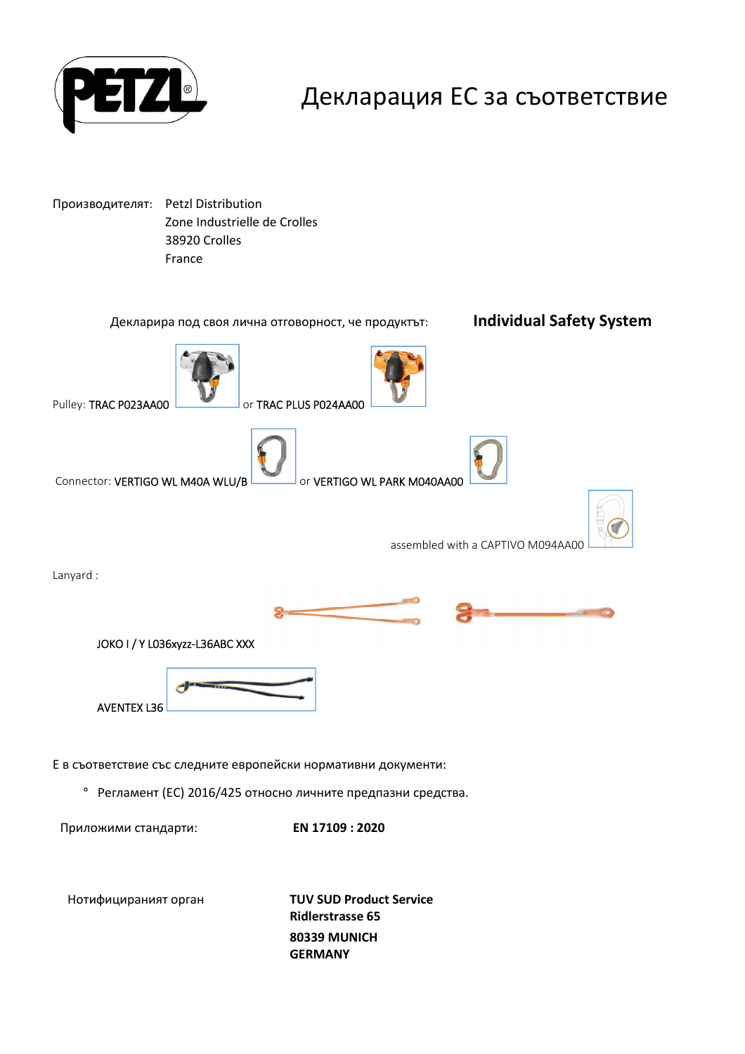# Декларация ЕС за съответствие

Производителят: Petzl Distribution
Zone Industrielle de Crolles
38920 Crolles
France

Декларира под своя лична отговорност, че продуктът: **Individual Safety System**

Pulley: TRAC P023AA00 or TRAC PLUS P024AA00

Connector: VERTIGO WL M40A WLU/B or VERTIGO WL PARK M040AA00

assembled with a CAPTIVO M094AA00

Lanyard :

JOKO I / Y L036xyzz-L36ABC XXX

AVENTEX L36

Е в съответствие със следните европейски нормативни документи:

- Регламент (ЕС) 2016/425 относно личните предпазни средства.

Приложими стандарти: **EN 17109 : 2020**

Нотифицираният орган

**TUV SUD Product Service**
**Ridlerstrasse 65**
**80339 MUNICH**
**GERMANY**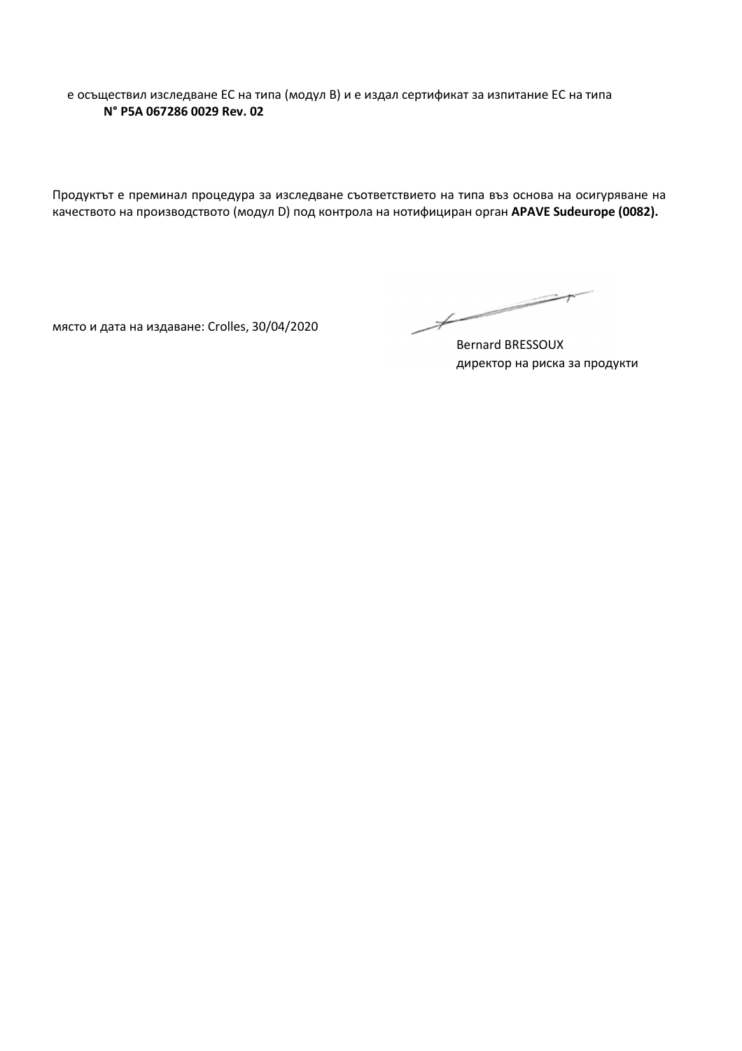е осъществил изследване ЕС на типа (модул В) и е издал сертификат за изпитание ЕС на типа
**N° P5A 067286 0029 Rev. 02**

Продуктът е преминал процедура за изследване съответствието на типа въз основа на осигуряване на качеството на производството (модул D) под контрола на нотифициран орган **APAVE Sudeurope (0082).**

място и дата на издаване: Crolles, 30/04/2020

Bernard BRESSOUX
директор на риска за продукти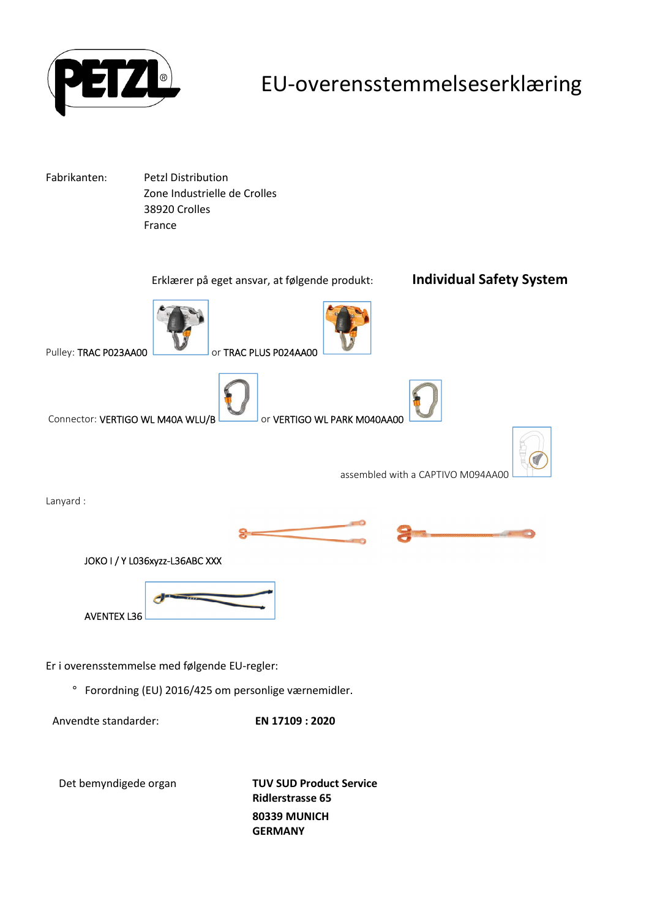PETZL

# EU-overensstemmelseserklæring

Fabrikanten: Petzl Distribution
Zone Industrielle de Crolles
38920 Crolles
France

Erklærer på eget ansvar, at følgende produkt: **Individual Safety System**

Pulley: TRAC P023AA00 or TRAC PLUS P024AA00

Connector: VERTIGO WL M40A WLU/B or VERTIGO WL PARK M040AA00

assembled with a CAPTIVO M094AA00

Lanyard :

JOKO I / Y L036xyzz-L36ABC XXX

AVENTEX L36

Er i overensstemmelse med følgende EU-regler:

- Forordning (EU) 2016/425 om personlige værnemidler.

Anvendte standarder: **EN 17109 : 2020**

Det bemyndigede organ **TUV SUD Product Service**
**Ridlerstrasse 65**
**80339 MUNICH**
**GERMANY**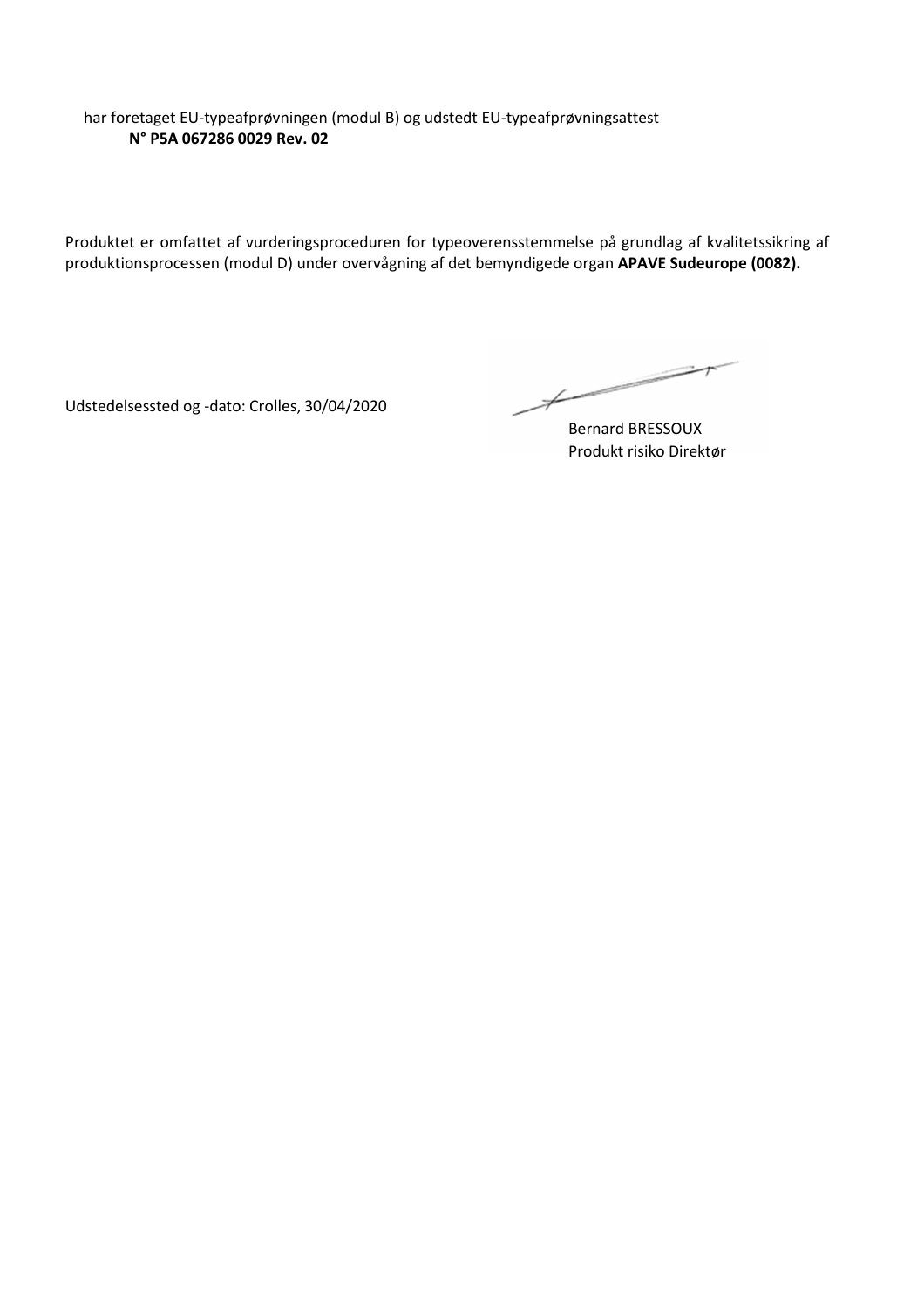har foretaget EU-typeafprøvningen (modul B) og udstedt EU-typeafprøvningsattest
**N° P5A 067286 0029 Rev. 02**

Produktet er omfattet af vurderingsproceduren for typeoverensstemmelse på grundlag af kvalitetssikring af produktionsprocessen (modul D) under overvågning af det bemyndigede organ **APAVE Sudeurope (0082).**

Udstedelsessted og -dato: Crolles, 30/04/2020

Bernard BRESSOUX
Produkt risiko Direktør